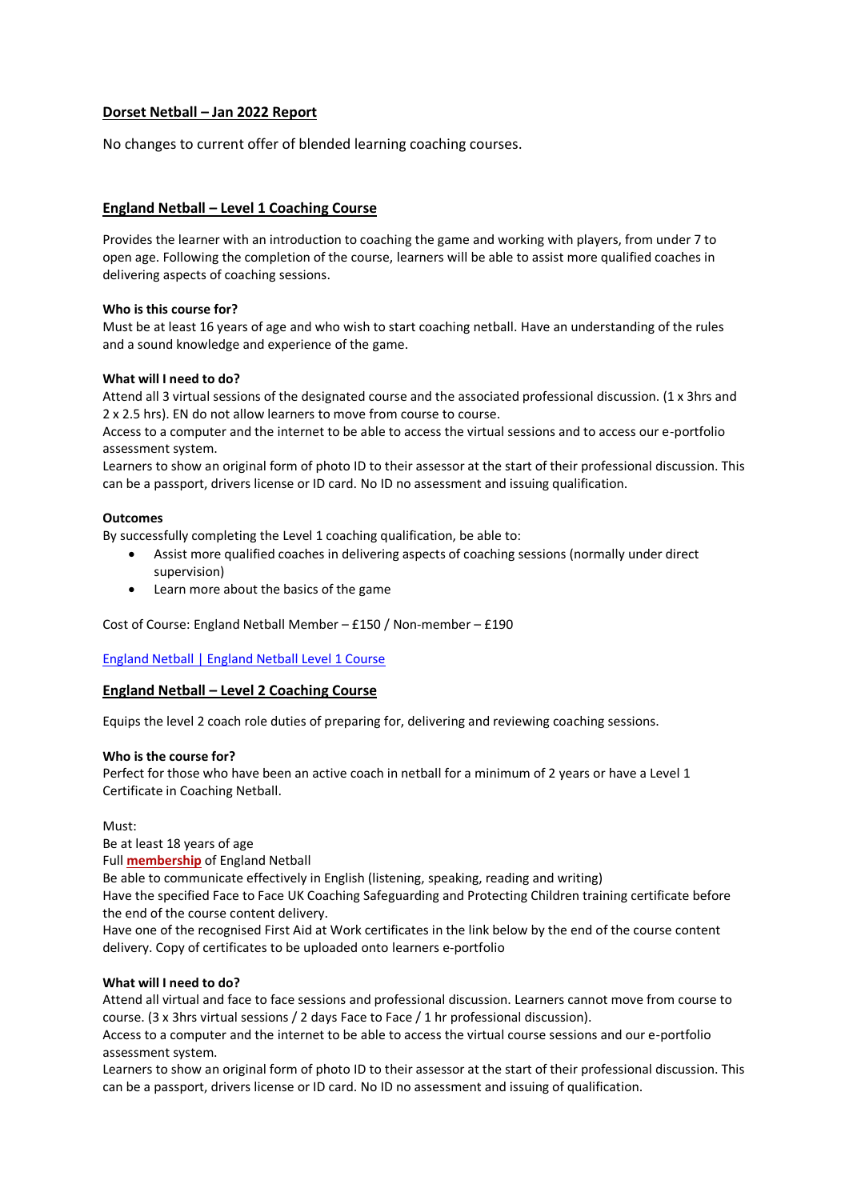# Dorset Netball – Jan 2022 Report

No changes to current offer of blended learning coaching courses.

## England Netball – Level 1 Coaching Course

Provides the learner with an introduction to coaching the game and working with players, from under 7 to open age. Following the completion of the course, learners will be able to assist more qualified coaches in delivering aspects of coaching sessions.

**Who is this course for?**
Must be at least 16 years of age and who wish to start coaching netball. Have an understanding of the rules and a sound knowledge and experience of the game.

**What will I need to do?**
Attend all 3 virtual sessions of the designated course and the associated professional discussion. (1 x 3hrs and 2 x 2.5 hrs). EN do not allow learners to move from course to course.
Access to a computer and the internet to be able to access the virtual sessions and to access our e-portfolio assessment system.
Learners to show an original form of photo ID to their assessor at the start of their professional discussion. This can be a passport, drivers license or ID card. No ID no assessment and issuing qualification.

**Outcomes**
By successfully completing the Level 1 coaching qualification, be able to:

- Assist more qualified coaches in delivering aspects of coaching sessions (normally under direct supervision)
- Learn more about the basics of the game

Cost of Course: England Netball Member – £150 / Non-member – £190

England Netball | England Netball Level 1 Course

## England Netball – Level 2 Coaching Course

Equips the level 2 coach role duties of preparing for, delivering and reviewing coaching sessions.

**Who is the course for?**
Perfect for those who have been an active coach in netball for a minimum of 2 years or have a Level 1 Certificate in Coaching Netball.

Must:
Be at least 18 years of age
Full **membership** of England Netball
Be able to communicate effectively in English (listening, speaking, reading and writing)
Have the specified Face to Face UK Coaching Safeguarding and Protecting Children training certificate before the end of the course content delivery.
Have one of the recognised First Aid at Work certificates in the link below by the end of the course content delivery. Copy of certificates to be uploaded onto learners e-portfolio

**What will I need to do?**
Attend all virtual and face to face sessions and professional discussion. Learners cannot move from course to course. (3 x 3hrs virtual sessions / 2 days Face to Face / 1 hr professional discussion).
Access to a computer and the internet to be able to access the virtual course sessions and our e-portfolio assessment system.
Learners to show an original form of photo ID to their assessor at the start of their professional discussion. This can be a passport, drivers license or ID card. No ID no assessment and issuing of qualification.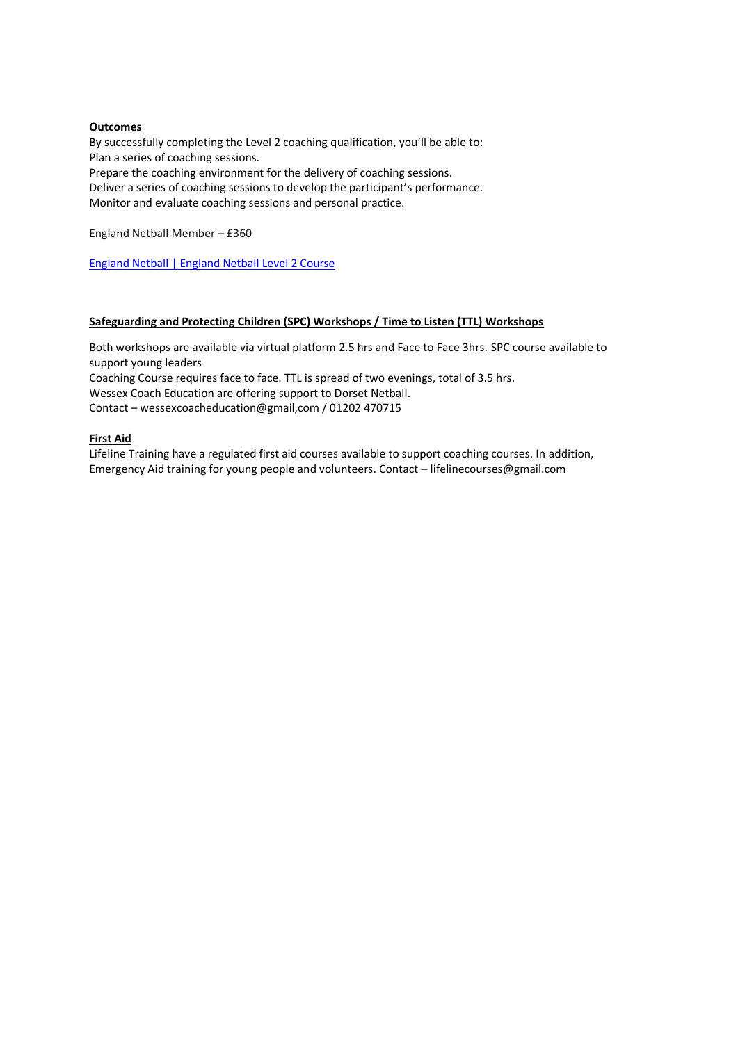**Outcomes**

By successfully completing the Level 2 coaching qualification, you'll be able to:
Plan a series of coaching sessions.
Prepare the coaching environment for the delivery of coaching sessions.
Deliver a series of coaching sessions to develop the participant's performance.
Monitor and evaluate coaching sessions and personal practice.

England Netball Member – £360

[England Netball | England Netball Level 2 Course]()

**Safeguarding and Protecting Children (SPC) Workshops / Time to Listen (TTL) Workshops**

Both workshops are available via virtual platform 2.5 hrs and Face to Face 3hrs. SPC course available to support young leaders
Coaching Course requires face to face. TTL is spread of two evenings, total of 3.5 hrs.
Wessex Coach Education are offering support to Dorset Netball.
Contact – wessexcoacheducation@gmail,com / 01202 470715

**First Aid**

Lifeline Training have a regulated first aid courses available to support coaching courses. In addition, Emergency Aid training for young people and volunteers. Contact – lifelinecourses@gmail.com